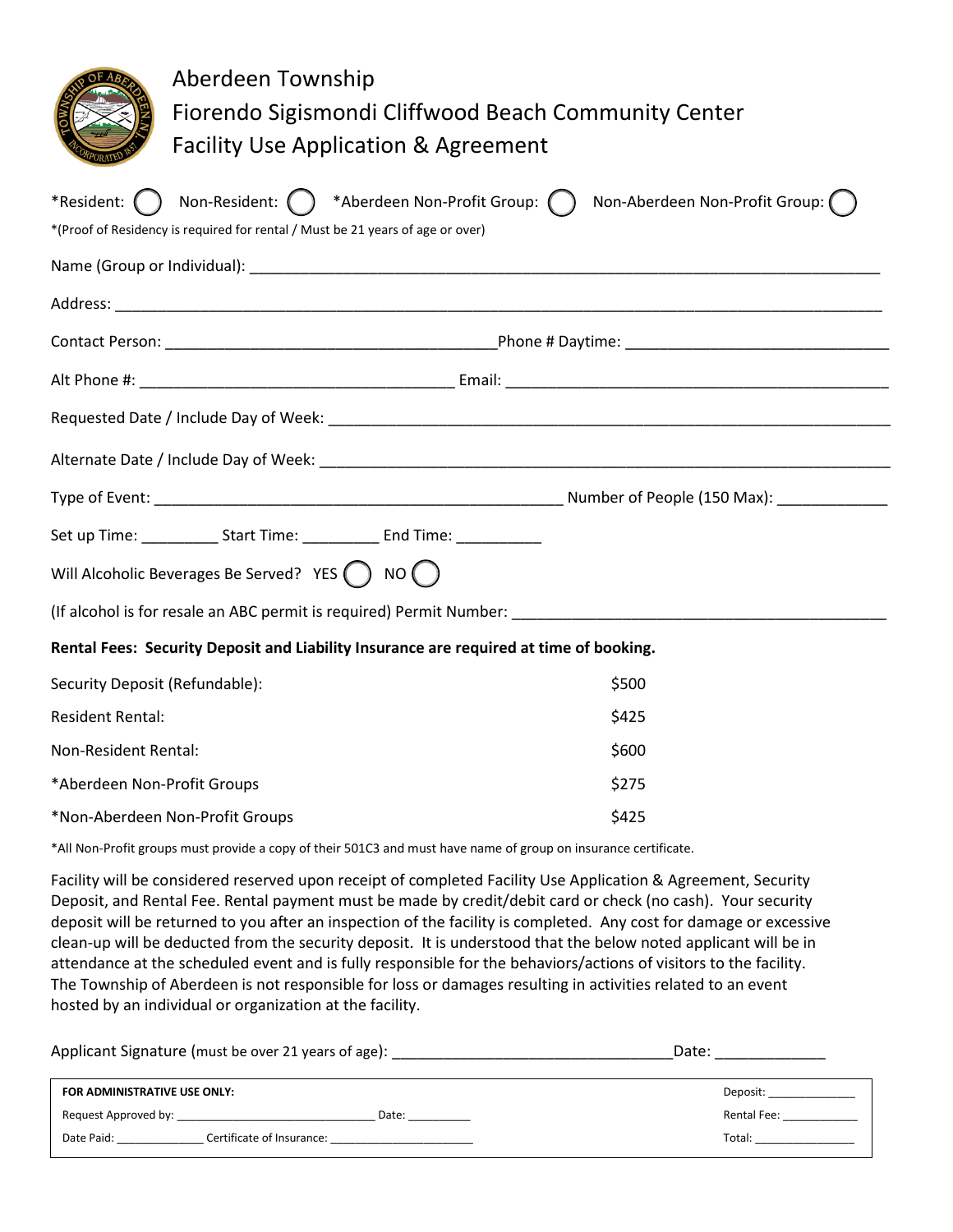# Aberdeen Township
## Fiorendo Sigismondi Cliffwood Beach Community Center
## Facility Use Application & Agreement

*Resident: ◯ Non-Resident: ◯ *Aberdeen Non-Profit Group: ◯ Non-Aberdeen Non-Profit Group: ◯

*(Proof of Residency is required for rental / Must be 21 years of age or over)

Name (Group or Individual): ______________________________________________

Address: ______________________________________________

Contact Person: ______________________________ Phone # Daytime: ______________________________

Alt Phone #: ______________________________ Email: ______________________________

Requested Date / Include Day of Week: ______________________________________________

Alternate Date / Include Day of Week: ______________________________________________

Type of Event: ______________________________ Number of People (150 Max): ____________

Set up Time: _________ Start Time: _________ End Time: __________

Will Alcoholic Beverages Be Served? YES ◯ NO ◯

(If alcohol is for resale an ABC permit is required) Permit Number: ______________________________

**Rental Fees: Security Deposit and Liability Insurance are required at time of booking.**

| | |
|---|---|
| Security Deposit (Refundable): | $500 |
| Resident Rental: | $425 |
| Non-Resident Rental: | $600 |
| *Aberdeen Non-Profit Groups | $275 |
| *Non-Aberdeen Non-Profit Groups | $425 |

*All Non-Profit groups must provide a copy of their 501C3 and must have name of group on insurance certificate.

Facility will be considered reserved upon receipt of completed Facility Use Application & Agreement, Security Deposit, and Rental Fee. Rental payment must be made by credit/debit card or check (no cash). Your security deposit will be returned to you after an inspection of the facility is completed. Any cost for damage or excessive clean-up will be deducted from the security deposit. It is understood that the below noted applicant will be in attendance at the scheduled event and is fully responsible for the behaviors/actions of visitors to the facility. The Township of Aberdeen is not responsible for loss or damages resulting in activities related to an event hosted by an individual or organization at the facility.

Applicant Signature (must be over 21 years of age): ______________________________ Date: ____________

**FOR ADMINISTRATIVE USE ONLY:**

Request Approved by: ______________________________ Date: __________

Date Paid: _____________ Certificate of Insurance: ______________________

Deposit: _____________

Rental Fee: ____________

Total: _______________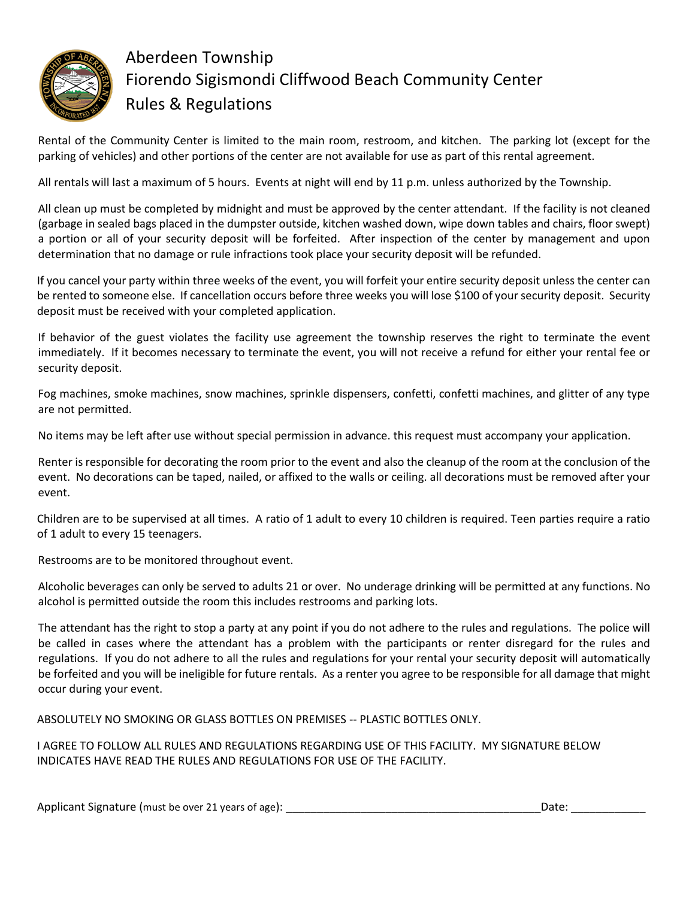# Aberdeen Township
# Fiorendo Sigismondi Cliffwood Beach Community Center
# Rules & Regulations

Rental of the Community Center is limited to the main room, restroom, and kitchen. The parking lot (except for the parking of vehicles) and other portions of the center are not available for use as part of this rental agreement.

All rentals will last a maximum of 5 hours. Events at night will end by 11 p.m. unless authorized by the Township.

All clean up must be completed by midnight and must be approved by the center attendant. If the facility is not cleaned (garbage in sealed bags placed in the dumpster outside, kitchen washed down, wipe down tables and chairs, floor swept) a portion or all of your security deposit will be forfeited. After inspection of the center by management and upon determination that no damage or rule infractions took place your security deposit will be refunded.

If you cancel your party within three weeks of the event, you will forfeit your entire security deposit unless the center can be rented to someone else. If cancellation occurs before three weeks you will lose $100 of your security deposit. Security deposit must be received with your completed application.

If behavior of the guest violates the facility use agreement the township reserves the right to terminate the event immediately. If it becomes necessary to terminate the event, you will not receive a refund for either your rental fee or security deposit.

Fog machines, smoke machines, snow machines, sprinkle dispensers, confetti, confetti machines, and glitter of any type are not permitted.

No items may be left after use without special permission in advance. this request must accompany your application.

Renter is responsible for decorating the room prior to the event and also the cleanup of the room at the conclusion of the event. No decorations can be taped, nailed, or affixed to the walls or ceiling. all decorations must be removed after your event.

Children are to be supervised at all times. A ratio of 1 adult to every 10 children is required. Teen parties require a ratio of 1 adult to every 15 teenagers.

Restrooms are to be monitored throughout event.

Alcoholic beverages can only be served to adults 21 or over. No underage drinking will be permitted at any functions. No alcohol is permitted outside the room this includes restrooms and parking lots.

The attendant has the right to stop a party at any point if you do not adhere to the rules and regulations. The police will be called in cases where the attendant has a problem with the participants or renter disregard for the rules and regulations. If you do not adhere to all the rules and regulations for your rental your security deposit will automatically be forfeited and you will be ineligible for future rentals. As a renter you agree to be responsible for all damage that might occur during your event.

ABSOLUTELY NO SMOKING OR GLASS BOTTLES ON PREMISES -- PLASTIC BOTTLES ONLY.

I AGREE TO FOLLOW ALL RULES AND REGULATIONS REGARDING USE OF THIS FACILITY. MY SIGNATURE BELOW INDICATES HAVE READ THE RULES AND REGULATIONS FOR USE OF THE FACILITY.

Applicant Signature (must be over 21 years of age): ________________________________________ Date: ____________